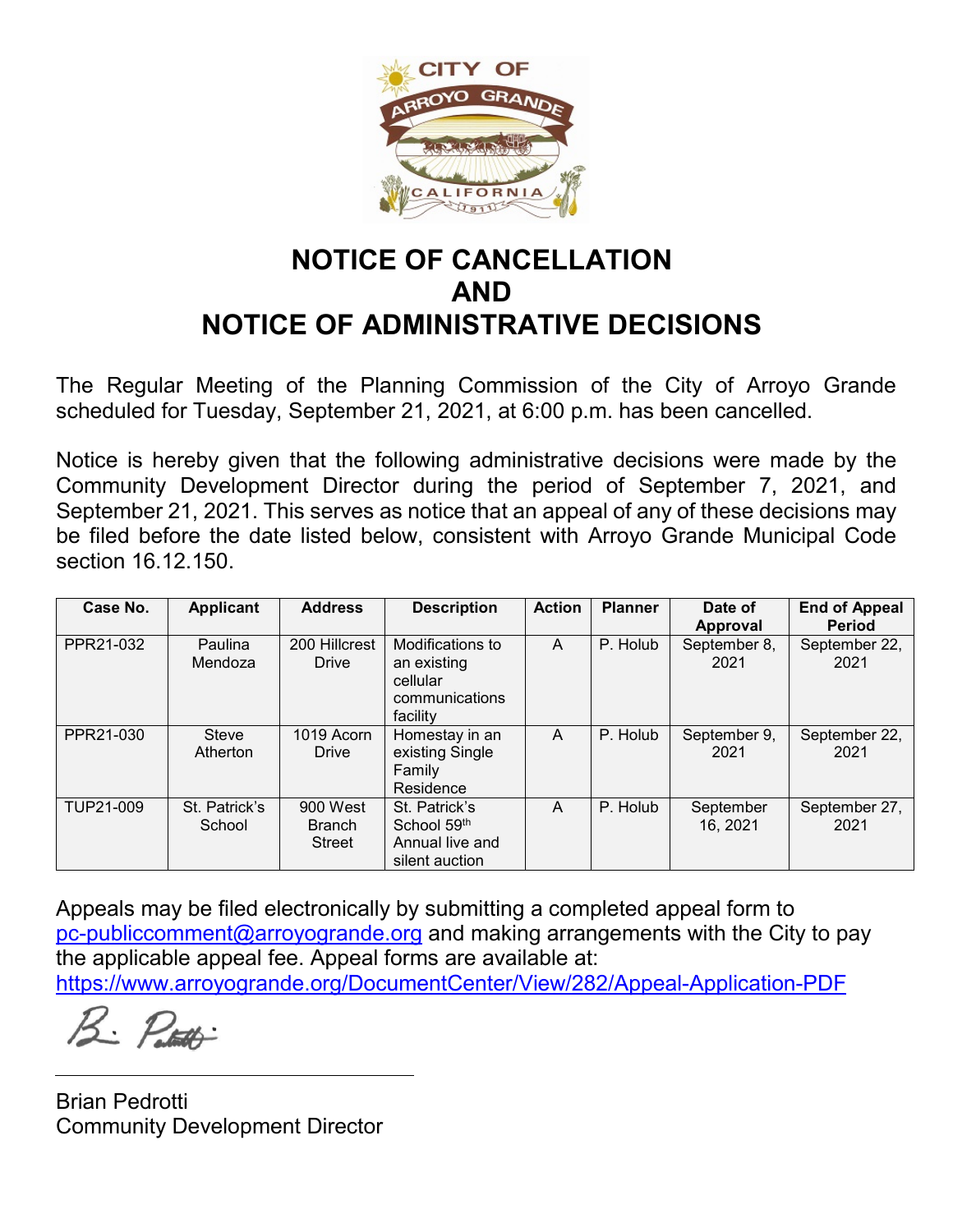# NOTICE OF CANCELLATION
# AND
# NOTICE OF ADMINISTRATIVE DECISIONS

The Regular Meeting of the Planning Commission of the City of Arroyo Grande scheduled for Tuesday, September 21, 2021, at 6:00 p.m. has been cancelled.

Notice is hereby given that the following administrative decisions were made by the Community Development Director during the period of September 7, 2021, and September 21, 2021. This serves as notice that an appeal of any of these decisions may be filed before the date listed below, consistent with Arroyo Grande Municipal Code section 16.12.150.

| Case No. | Applicant | Address | Description | Action | Planner | Date of Approval | End of Appeal Period |
|---|---|---|---|---|---|---|---|
| PPR21-032 | Paulina Mendoza | 200 Hillcrest Drive | Modifications to an existing cellular communications facility | A | P. Holub | September 8, 2021 | September 22, 2021 |
| PPR21-030 | Steve Atherton | 1019 Acorn Drive | Homestay in an existing Single Family Residence | A | P. Holub | September 9, 2021 | September 22, 2021 |
| TUP21-009 | St. Patrick's School | 900 West Branch Street | St. Patrick's School 59th Annual live and silent auction | A | P. Holub | September 16, 2021 | September 27, 2021 |

Appeals may be filed electronically by submitting a completed appeal form to pc-publiccomment@arroyogrande.org and making arrangements with the City to pay the applicable appeal fee. Appeal forms are available at: https://www.arroyogrande.org/DocumentCenter/View/282/Appeal-Application-PDF

Brian Pedrotti
Community Development Director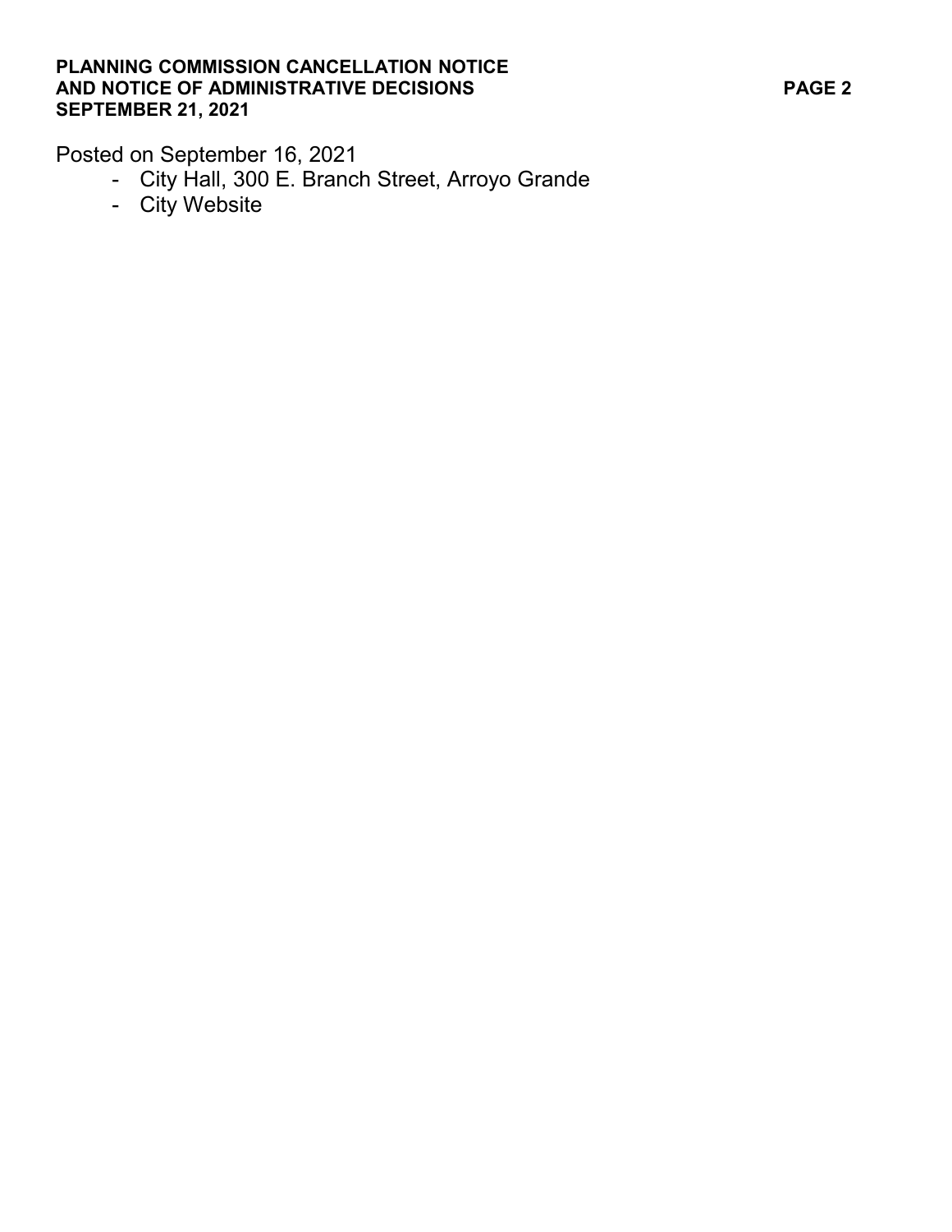Posted on September 16, 2021

- City Hall, 300 E. Branch Street, Arroyo Grande
- City Website